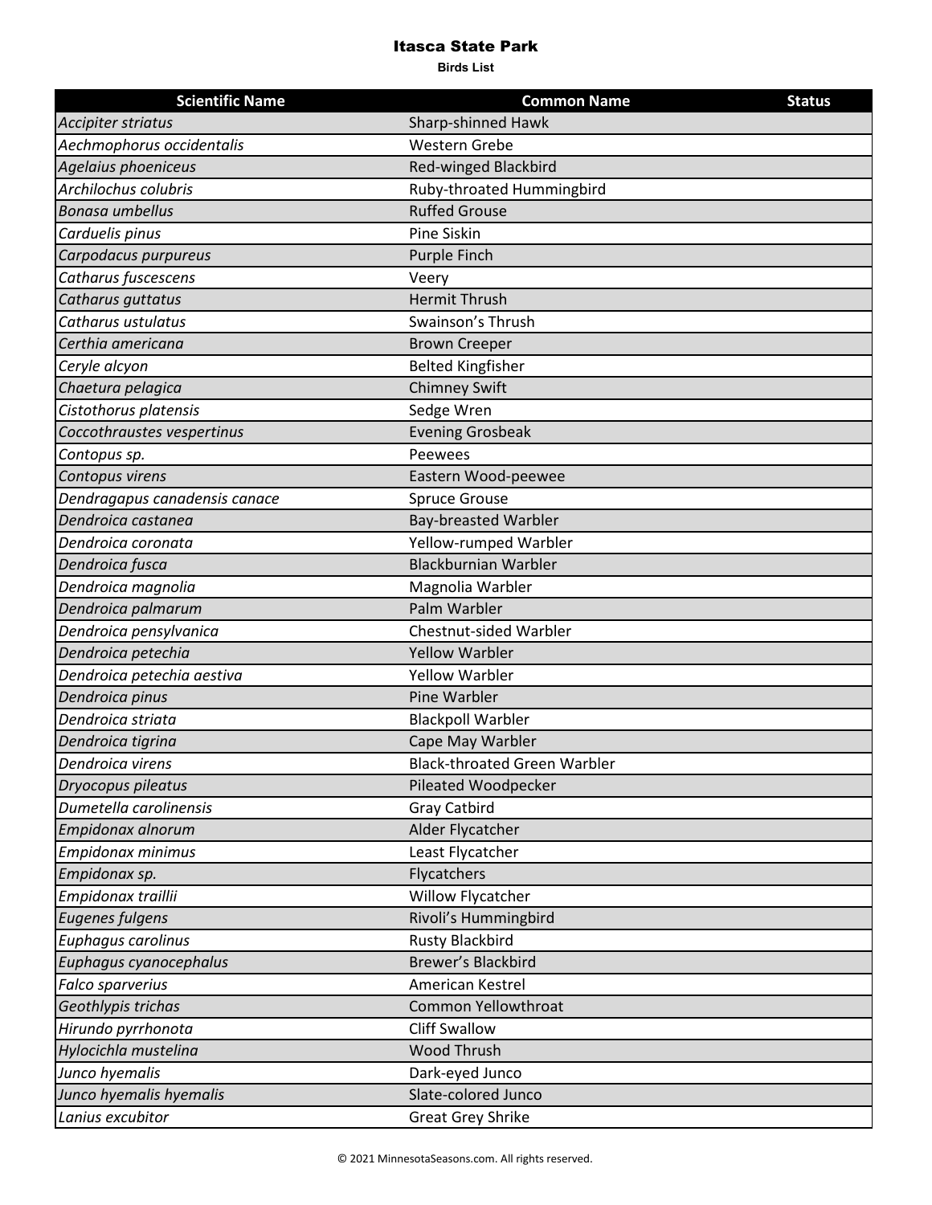# Itasca State Park

**Birds List**

| Scientific Name | Common Name | Status |
|---|---|---|
| *Accipiter striatus* | Sharp-shinned Hawk | |
| *Aechmophorus occidentalis* | Western Grebe | |
| *Agelaius phoeniceus* | Red-winged Blackbird | |
| *Archilochus colubris* | Ruby-throated Hummingbird | |
| *Bonasa umbellus* | Ruffed Grouse | |
| *Carduelis pinus* | Pine Siskin | |
| *Carpodacus purpureus* | Purple Finch | |
| *Catharus fuscescens* | Veery | |
| *Catharus guttatus* | Hermit Thrush | |
| *Catharus ustulatus* | Swainson’s Thrush | |
| *Certhia americana* | Brown Creeper | |
| *Ceryle alcyon* | Belted Kingfisher | |
| *Chaetura pelagica* | Chimney Swift | |
| *Cistothorus platensis* | Sedge Wren | |
| *Coccothraustes vespertinus* | Evening Grosbeak | |
| *Contopus sp.* | Peewees | |
| *Contopus virens* | Eastern Wood-peewee | |
| *Dendragapus canadensis canace* | Spruce Grouse | |
| *Dendroica castanea* | Bay-breasted Warbler | |
| *Dendroica coronata* | Yellow-rumped Warbler | |
| *Dendroica fusca* | Blackburnian Warbler | |
| *Dendroica magnolia* | Magnolia Warbler | |
| *Dendroica palmarum* | Palm Warbler | |
| *Dendroica pensylvanica* | Chestnut-sided Warbler | |
| *Dendroica petechia* | Yellow Warbler | |
| *Dendroica petechia aestiva* | Yellow Warbler | |
| *Dendroica pinus* | Pine Warbler | |
| *Dendroica striata* | Blackpoll Warbler | |
| *Dendroica tigrina* | Cape May Warbler | |
| *Dendroica virens* | Black-throated Green Warbler | |
| *Dryocopus pileatus* | Pileated Woodpecker | |
| *Dumetella carolinensis* | Gray Catbird | |
| *Empidonax alnorum* | Alder Flycatcher | |
| *Empidonax minimus* | Least Flycatcher | |
| *Empidonax sp.* | Flycatchers | |
| *Empidonax traillii* | Willow Flycatcher | |
| *Eugenes fulgens* | Rivoli’s Hummingbird | |
| *Euphagus carolinus* | Rusty Blackbird | |
| *Euphagus cyanocephalus* | Brewer’s Blackbird | |
| *Falco sparverius* | American Kestrel | |
| *Geothlypis trichas* | Common Yellowthroat | |
| *Hirundo pyrrhonota* | Cliff Swallow | |
| *Hylocichla mustelina* | Wood Thrush | |
| *Junco hyemalis* | Dark-eyed Junco | |
| *Junco hyemalis hyemalis* | Slate-colored Junco | |
| *Lanius excubitor* | Great Grey Shrike | |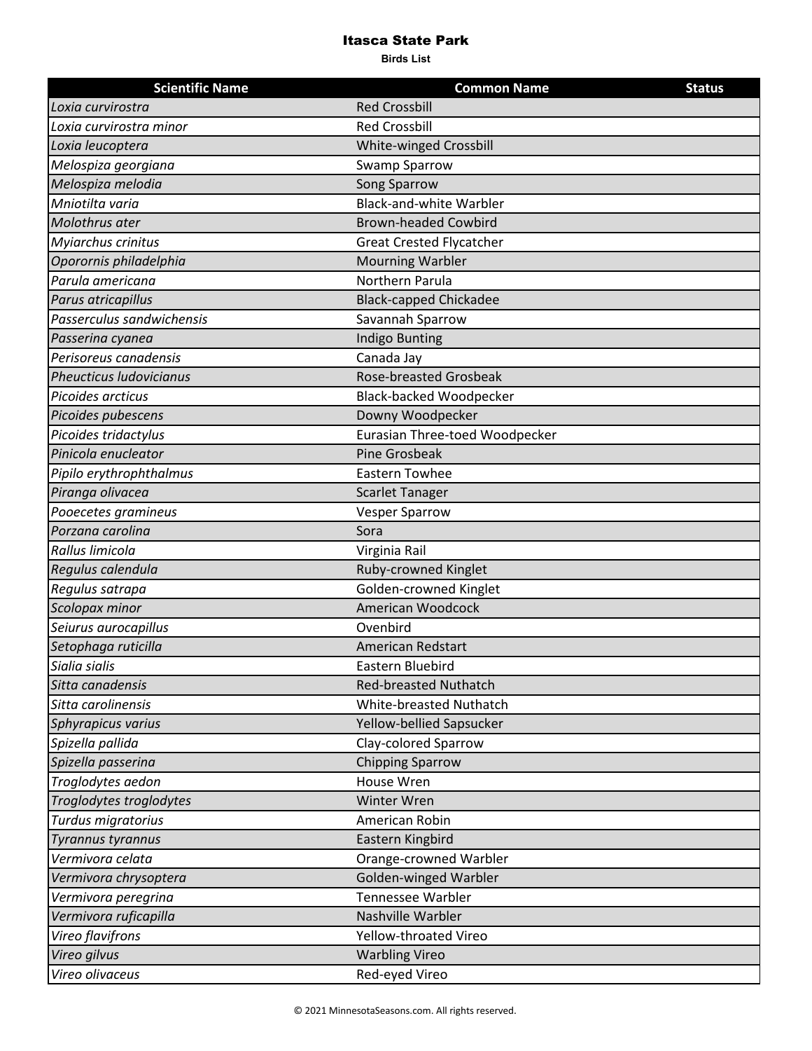# Itasca State Park

**Birds List**

| Scientific Name | Common Name | Status |
|---|---|---|
| *Loxia curvirostra* | Red Crossbill | |
| *Loxia curvirostra minor* | Red Crossbill | |
| *Loxia leucoptera* | White-winged Crossbill | |
| *Melospiza georgiana* | Swamp Sparrow | |
| *Melospiza melodia* | Song Sparrow | |
| *Mniotilta varia* | Black-and-white Warbler | |
| *Molothrus ater* | Brown-headed Cowbird | |
| *Myiarchus crinitus* | Great Crested Flycatcher | |
| *Oporornis philadelphia* | Mourning Warbler | |
| *Parula americana* | Northern Parula | |
| *Parus atricapillus* | Black-capped Chickadee | |
| *Passerculus sandwichensis* | Savannah Sparrow | |
| *Passerina cyanea* | Indigo Bunting | |
| *Perisoreus canadensis* | Canada Jay | |
| *Pheucticus ludovicianus* | Rose-breasted Grosbeak | |
| *Picoides arcticus* | Black-backed Woodpecker | |
| *Picoides pubescens* | Downy Woodpecker | |
| *Picoides tridactylus* | Eurasian Three-toed Woodpecker | |
| *Pinicola enucleator* | Pine Grosbeak | |
| *Pipilo erythrophthalmus* | Eastern Towhee | |
| *Piranga olivacea* | Scarlet Tanager | |
| *Pooecetes gramineus* | Vesper Sparrow | |
| *Porzana carolina* | Sora | |
| *Rallus limicola* | Virginia Rail | |
| *Regulus calendula* | Ruby-crowned Kinglet | |
| *Regulus satrapa* | Golden-crowned Kinglet | |
| *Scolopax minor* | American Woodcock | |
| *Seiurus aurocapillus* | Ovenbird | |
| *Setophaga ruticilla* | American Redstart | |
| *Sialia sialis* | Eastern Bluebird | |
| *Sitta canadensis* | Red-breasted Nuthatch | |
| *Sitta carolinensis* | White-breasted Nuthatch | |
| *Sphyrapicus varius* | Yellow-bellied Sapsucker | |
| *Spizella pallida* | Clay-colored Sparrow | |
| *Spizella passerina* | Chipping Sparrow | |
| *Troglodytes aedon* | House Wren | |
| *Troglodytes troglodytes* | Winter Wren | |
| *Turdus migratorius* | American Robin | |
| *Tyrannus tyrannus* | Eastern Kingbird | |
| *Vermivora celata* | Orange-crowned Warbler | |
| *Vermivora chrysoptera* | Golden-winged Warbler | |
| *Vermivora peregrina* | Tennessee Warbler | |
| *Vermivora ruficapilla* | Nashville Warbler | |
| *Vireo flavifrons* | Yellow-throated Vireo | |
| *Vireo gilvus* | Warbling Vireo | |
| *Vireo olivaceus* | Red-eyed Vireo | |

© 2021 MinnesotaSeasons.com. All rights reserved.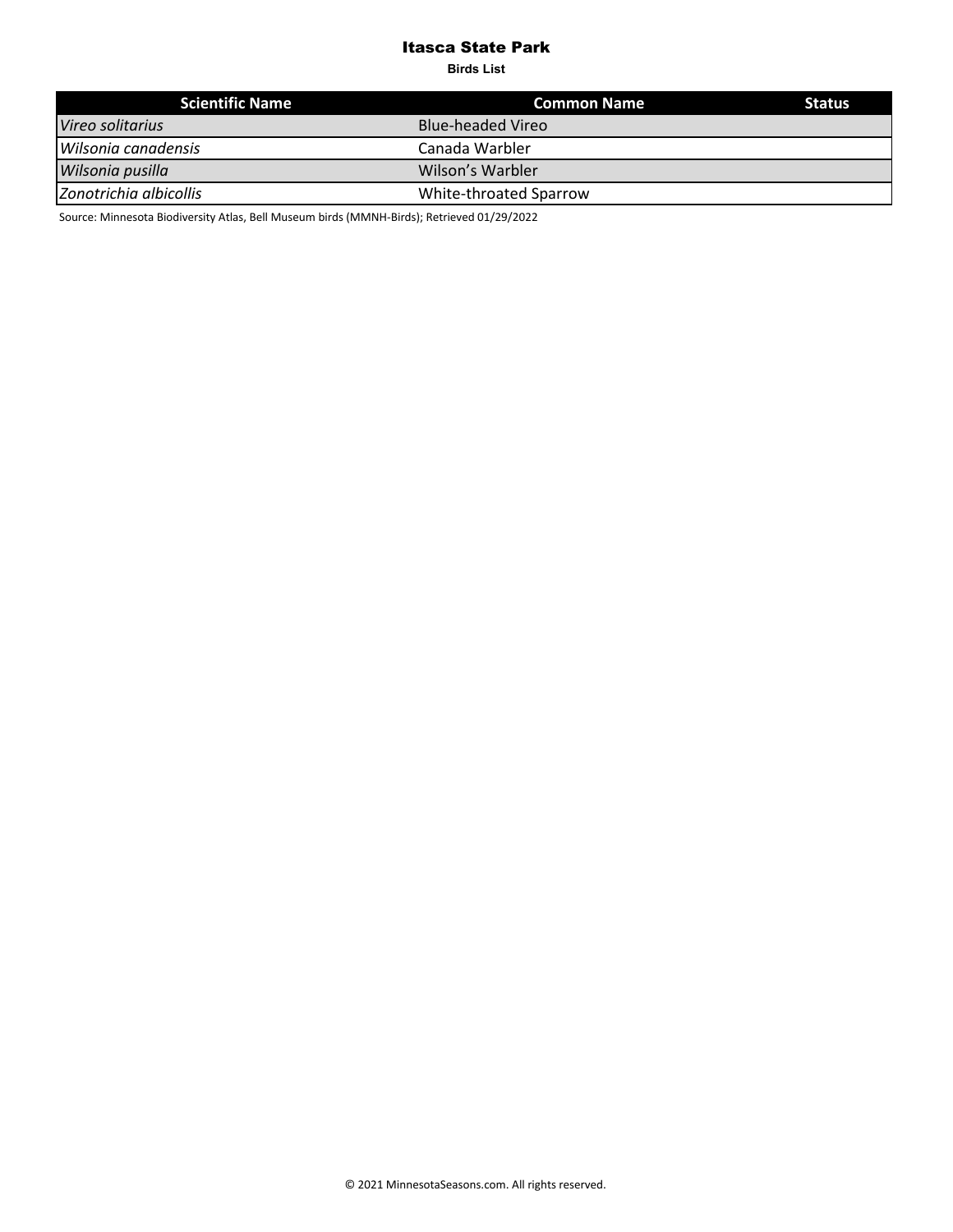# Itasca State Park

**Birds List**

| Scientific Name | Common Name | Status |
|---|---|---|
| *Vireo solitarius* | Blue-headed Vireo | |
| *Wilsonia canadensis* | Canada Warbler | |
| *Wilsonia pusilla* | Wilson’s Warbler | |
| *Zonotrichia albicollis* | White-throated Sparrow | |

Source: Minnesota Biodiversity Atlas, Bell Museum birds (MMNH-Birds); Retrieved 01/29/2022